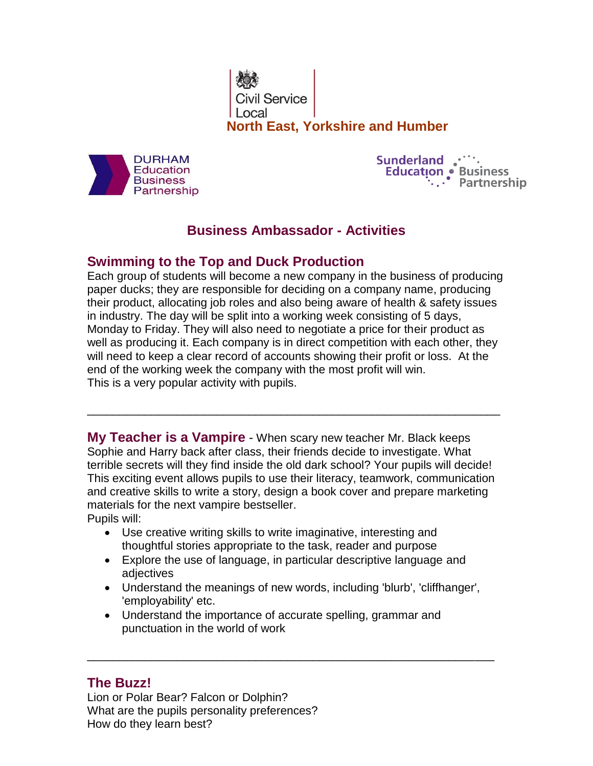Civil Service Local

North East, Yorkshire and Humber

DURHAM Education Business Partnership

Sunderland Education Business Partnership

# Business Ambassador - Activities

## Swimming to the Top and Duck Production

Each group of students will become a new company in the business of producing paper ducks; they are responsible for deciding on a company name, producing their product, allocating job roles and also being aware of health & safety issues in industry. The day will be split into a working week consisting of 5 days, Monday to Friday. They will also need to negotiate a price for their product as well as producing it. Each company is in direct competition with each other, they will need to keep a clear record of accounts showing their profit or loss. At the end of the working week the company with the most profit will win.
This is a very popular activity with pupils.

---

**My Teacher is a Vampire** - When scary new teacher Mr. Black keeps Sophie and Harry back after class, their friends decide to investigate. What terrible secrets will they find inside the old dark school? Your pupils will decide! This exciting event allows pupils to use their literacy, teamwork, communication and creative skills to write a story, design a book cover and prepare marketing materials for the next vampire bestseller.

Pupils will:

- Use creative writing skills to write imaginative, interesting and thoughtful stories appropriate to the task, reader and purpose
- Explore the use of language, in particular descriptive language and adjectives
- Understand the meanings of new words, including 'blurb', 'cliffhanger', 'employability' etc.
- Understand the importance of accurate spelling, grammar and punctuation in the world of work

---

## The Buzz!

Lion or Polar Bear? Falcon or Dolphin?
What are the pupils personality preferences?
How do they learn best?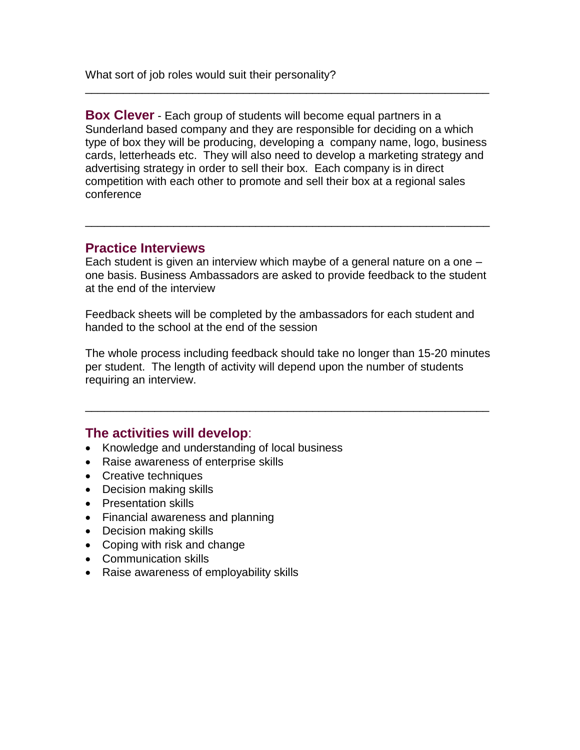What sort of job roles would suit their personality?

---

**Box Clever** - Each group of students will become equal partners in a Sunderland based company and they are responsible for deciding on a which type of box they will be producing, developing a company name, logo, business cards, letterheads etc. They will also need to develop a marketing strategy and advertising strategy in order to sell their box. Each company is in direct competition with each other to promote and sell their box at a regional sales conference

---

## Practice Interviews

Each student is given an interview which maybe of a general nature on a one – one basis. Business Ambassadors are asked to provide feedback to the student at the end of the interview

Feedback sheets will be completed by the ambassadors for each student and handed to the school at the end of the session

The whole process including feedback should take no longer than 15-20 minutes per student. The length of activity will depend upon the number of students requiring an interview.

---

## The activities will develop:

- Knowledge and understanding of local business
- Raise awareness of enterprise skills
- Creative techniques
- Decision making skills
- Presentation skills
- Financial awareness and planning
- Decision making skills
- Coping with risk and change
- Communication skills
- Raise awareness of employability skills